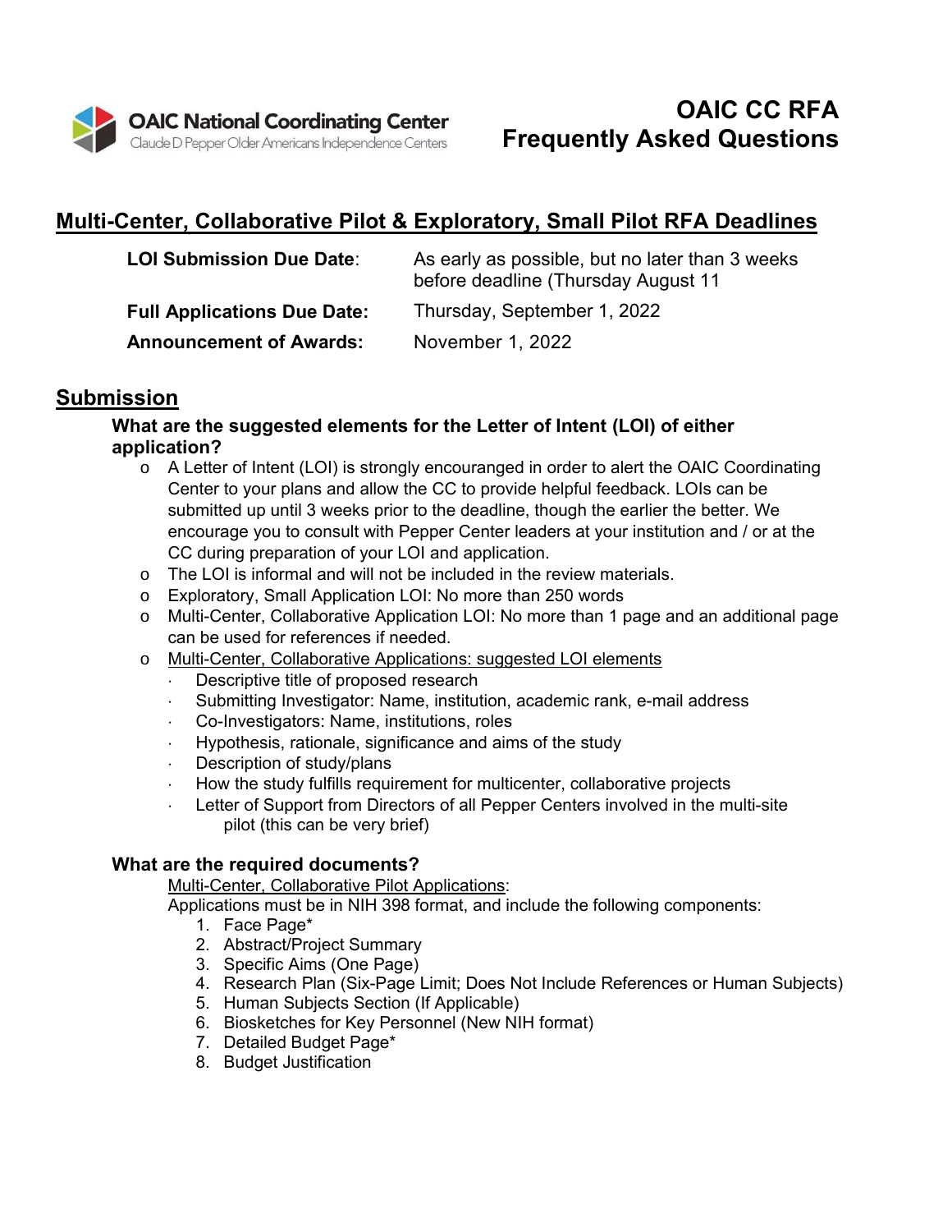**OAIC National Coordinating Center**
Claude D Pepper Older Americans Independence Centers

# OAIC CC RFA Frequently Asked Questions

## Multi-Center, Collaborative Pilot & Exploratory, Small Pilot RFA Deadlines

| | |
|---|---|
| **LOI Submission Due Date**: | As early as possible, but no later than 3 weeks before deadline (Thursday August 11 |
| **Full Applications Due Date:** | Thursday, September 1, 2022 |
| **Announcement of Awards:** | November 1, 2022 |

## Submission

### What are the suggested elements for the Letter of Intent (LOI) of either application?

- A Letter of Intent (LOI) is strongly encouranged in order to alert the OAIC Coordinating Center to your plans and allow the CC to provide helpful feedback. LOIs can be submitted up until 3 weeks prior to the deadline, though the earlier the better. We encourage you to consult with Pepper Center leaders at your institution and / or at the CC during preparation of your LOI and application.
- The LOI is informal and will not be included in the review materials.
- Exploratory, Small Application LOI: No more than 250 words
- Multi-Center, Collaborative Application LOI: No more than 1 page and an additional page can be used for references if needed.
- Multi-Center, Collaborative Applications: suggested LOI elements
  - Descriptive title of proposed research
  - Submitting Investigator: Name, institution, academic rank, e-mail address
  - Co-Investigators: Name, institutions, roles
  - Hypothesis, rationale, significance and aims of the study
  - Description of study/plans
  - How the study fulfills requirement for multicenter, collaborative projects
  - Letter of Support from Directors of all Pepper Centers involved in the multi-site pilot (this can be very brief)

### What are the required documents?

Multi-Center, Collaborative Pilot Applications:

Applications must be in NIH 398 format, and include the following components:

1. Face Page*
2. Abstract/Project Summary
3. Specific Aims (One Page)
4. Research Plan (Six-Page Limit; Does Not Include References or Human Subjects)
5. Human Subjects Section (If Applicable)
6. Biosketches for Key Personnel (New NIH format)
7. Detailed Budget Page*
8. Budget Justification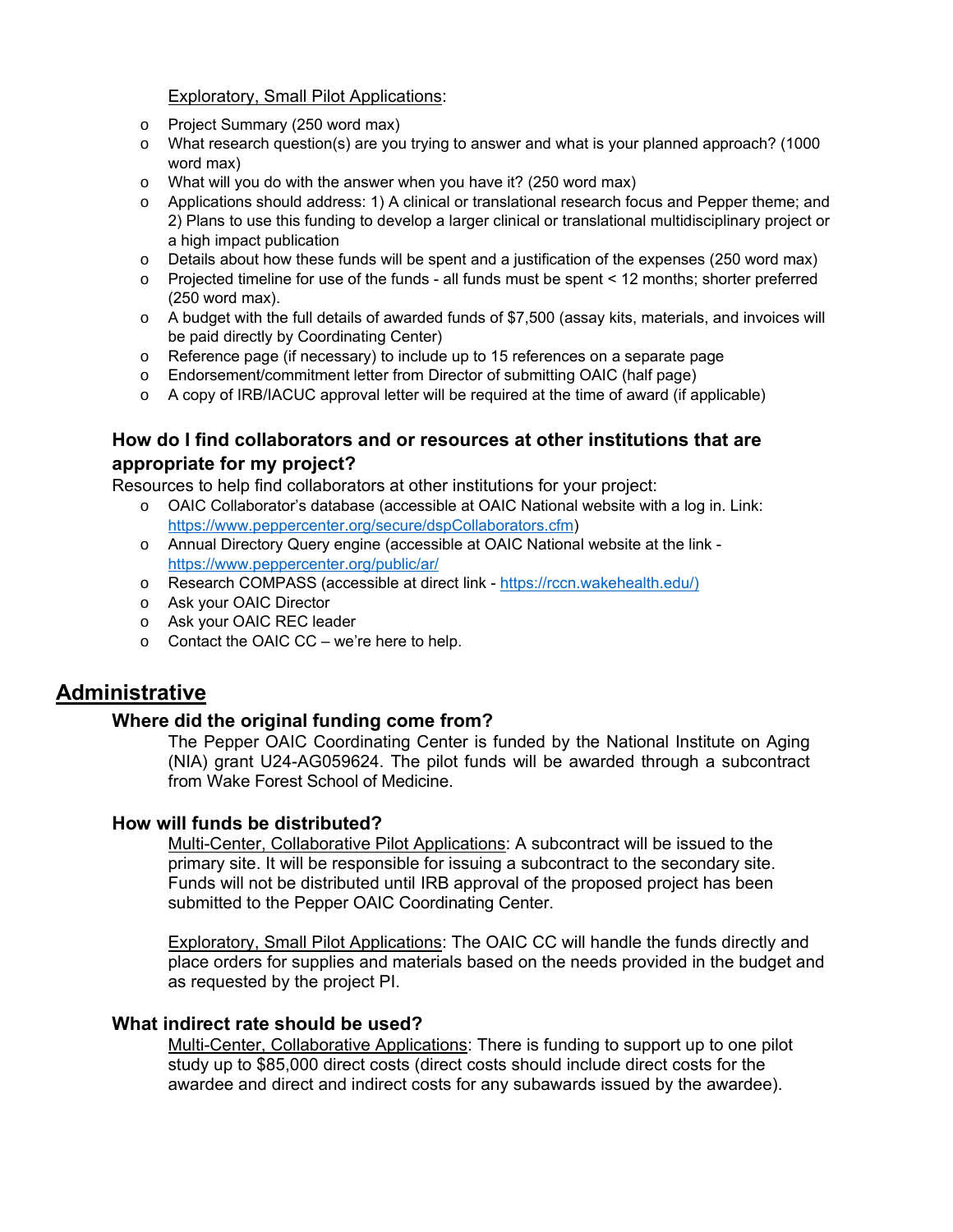Exploratory, Small Pilot Applications:

- Project Summary (250 word max)
- What research question(s) are you trying to answer and what is your planned approach? (1000 word max)
- What will you do with the answer when you have it? (250 word max)
- Applications should address: 1) A clinical or translational research focus and Pepper theme; and 2) Plans to use this funding to develop a larger clinical or translational multidisciplinary project or a high impact publication
- Details about how these funds will be spent and a justification of the expenses (250 word max)
- Projected timeline for use of the funds - all funds must be spent < 12 months; shorter preferred (250 word max).
- A budget with the full details of awarded funds of $7,500 (assay kits, materials, and invoices will be paid directly by Coordinating Center)
- Reference page (if necessary) to include up to 15 references on a separate page
- Endorsement/commitment letter from Director of submitting OAIC (half page)
- A copy of IRB/IACUC approval letter will be required at the time of award (if applicable)

### How do I find collaborators and or resources at other institutions that are appropriate for my project?

Resources to help find collaborators at other institutions for your project:

- OAIC Collaborator's database (accessible at OAIC National website with a log in. Link: https://www.peppercenter.org/secure/dspCollaborators.cfm)
- Annual Directory Query engine (accessible at OAIC National website at the link - https://www.peppercenter.org/public/ar/
- Research COMPASS (accessible at direct link - https://rccn.wakehealth.edu/)
- Ask your OAIC Director
- Ask your OAIC REC leader
- Contact the OAIC CC – we're here to help.

## Administrative

### Where did the original funding come from?

The Pepper OAIC Coordinating Center is funded by the National Institute on Aging (NIA) grant U24-AG059624. The pilot funds will be awarded through a subcontract from Wake Forest School of Medicine.

### How will funds be distributed?

Multi-Center, Collaborative Pilot Applications: A subcontract will be issued to the primary site. It will be responsible for issuing a subcontract to the secondary site. Funds will not be distributed until IRB approval of the proposed project has been submitted to the Pepper OAIC Coordinating Center.

Exploratory, Small Pilot Applications: The OAIC CC will handle the funds directly and place orders for supplies and materials based on the needs provided in the budget and as requested by the project PI.

### What indirect rate should be used?

Multi-Center, Collaborative Applications: There is funding to support up to one pilot study up to $85,000 direct costs (direct costs should include direct costs for the awardee and direct and indirect costs for any subawards issued by the awardee).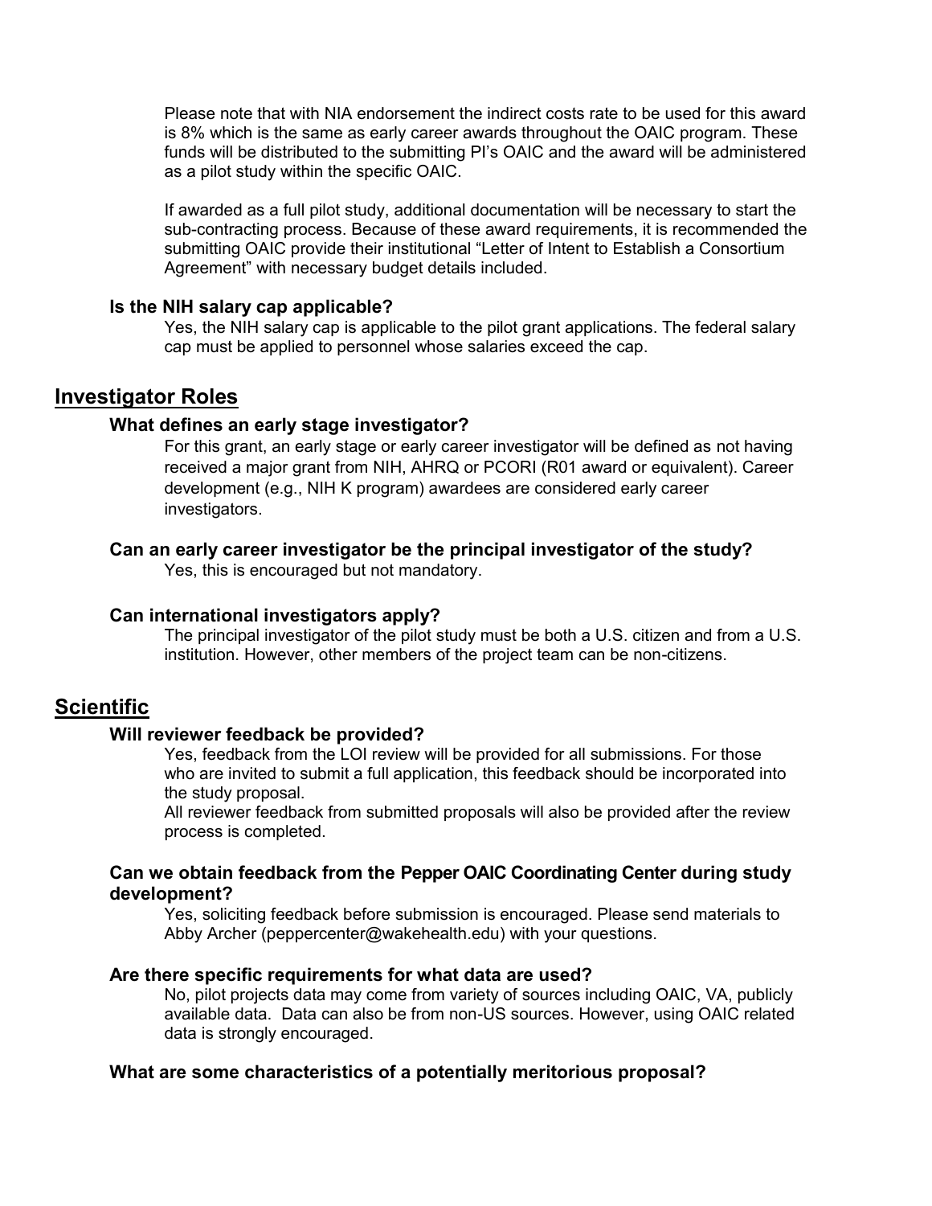Please note that with NIA endorsement the indirect costs rate to be used for this award is 8% which is the same as early career awards throughout the OAIC program. These funds will be distributed to the submitting PI's OAIC and the award will be administered as a pilot study within the specific OAIC.

If awarded as a full pilot study, additional documentation will be necessary to start the sub-contracting process. Because of these award requirements, it is recommended the submitting OAIC provide their institutional "Letter of Intent to Establish a Consortium Agreement" with necessary budget details included.

### Is the NIH salary cap applicable?

Yes, the NIH salary cap is applicable to the pilot grant applications. The federal salary cap must be applied to personnel whose salaries exceed the cap.

## Investigator Roles

### What defines an early stage investigator?

For this grant, an early stage or early career investigator will be defined as not having received a major grant from NIH, AHRQ or PCORI (R01 award or equivalent). Career development (e.g., NIH K program) awardees are considered early career investigators.

### Can an early career investigator be the principal investigator of the study?

Yes, this is encouraged but not mandatory.

### Can international investigators apply?

The principal investigator of the pilot study must be both a U.S. citizen and from a U.S. institution. However, other members of the project team can be non-citizens.

## Scientific

### Will reviewer feedback be provided?

Yes, feedback from the LOI review will be provided for all submissions. For those who are invited to submit a full application, this feedback should be incorporated into the study proposal.

All reviewer feedback from submitted proposals will also be provided after the review process is completed.

### Can we obtain feedback from the Pepper OAIC Coordinating Center during study development?

Yes, soliciting feedback before submission is encouraged. Please send materials to Abby Archer (peppercenter@wakehealth.edu) with your questions.

### Are there specific requirements for what data are used?

No, pilot projects data may come from variety of sources including OAIC, VA, publicly available data. Data can also be from non-US sources. However, using OAIC related data is strongly encouraged.

### What are some characteristics of a potentially meritorious proposal?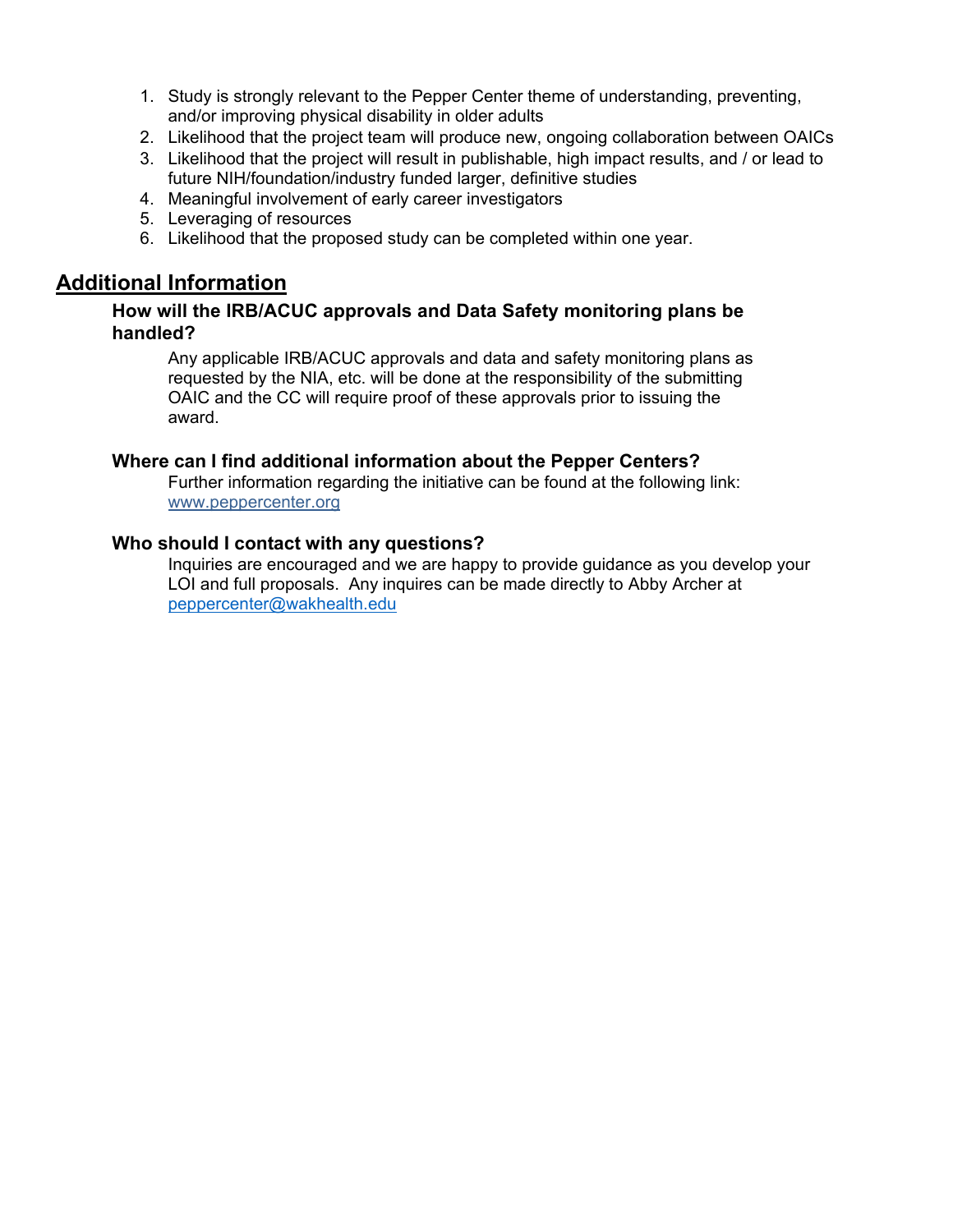1. Study is strongly relevant to the Pepper Center theme of understanding, preventing, and/or improving physical disability in older adults
2. Likelihood that the project team will produce new, ongoing collaboration between OAICs
3. Likelihood that the project will result in publishable, high impact results, and / or lead to future NIH/foundation/industry funded larger, definitive studies
4. Meaningful involvement of early career investigators
5. Leveraging of resources
6. Likelihood that the proposed study can be completed within one year.

## Additional Information

### How will the IRB/ACUC approvals and Data Safety monitoring plans be handled?

Any applicable IRB/ACUC approvals and data and safety monitoring plans as requested by the NIA, etc. will be done at the responsibility of the submitting OAIC and the CC will require proof of these approvals prior to issuing the award.

### Where can I find additional information about the Pepper Centers?

Further information regarding the initiative can be found at the following link: [www.peppercenter.org](http://www.peppercenter.org)

### Who should I contact with any questions?

Inquiries are encouraged and we are happy to provide guidance as you develop your LOI and full proposals. Any inquires can be made directly to Abby Archer at [peppercenter@wakhealth.edu](mailto:peppercenter@wakhealth.edu)